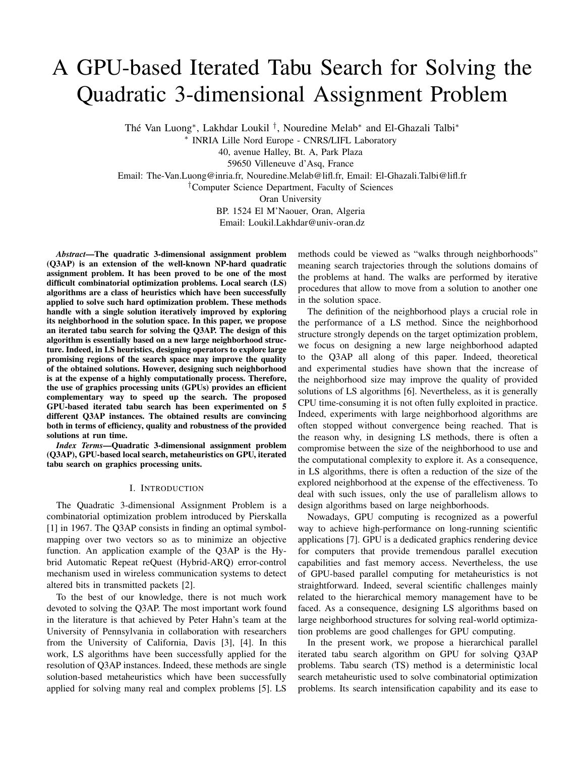# A GPU-based Iterated Tabu Search for Solving the Quadratic 3-dimensional Assignment Problem

Thé Van Luong*, Lakhdar Loukil †, Nouredine Melab* and El-Ghazali Talbi*

* INRIA Lille Nord Europe - CNRS/LIFL Laboratory
40, avenue Halley, Bt. A, Park Plaza
59650 Villeneuve d'Asq, France
Email: The-Van.Luong@inria.fr, Nouredine.Melab@lifl.fr, Email: El-Ghazali.Talbi@lifl.fr

†Computer Science Department, Faculty of Sciences
Oran University
BP. 1524 El M'Naouer, Oran, Algeria
Email: Loukil.Lakhdar@univ-oran.dz

***Abstract*—The quadratic 3-dimensional assignment problem (Q3AP) is an extension of the well-known NP-hard quadratic assignment problem. It has been proved to be one of the most difficult combinatorial optimization problems. Local search (LS) algorithms are a class of heuristics which have been successfully applied to solve such hard optimization problem. These methods handle with a single solution iteratively improved by exploring its neighborhood in the solution space. In this paper, we propose an iterated tabu search for solving the Q3AP. The design of this algorithm is essentially based on a new large neighborhood structure. Indeed, in LS heuristics, designing operators to explore large promising regions of the search space may improve the quality of the obtained solutions. However, designing such neighborhood is at the expense of a highly computationally process. Therefore, the use of graphics processing units (GPUs) provides an efficient complementary way to speed up the search. The proposed GPU-based iterated tabu search has been experimented on 5 different Q3AP instances. The obtained results are convincing both in terms of efficiency, quality and robustness of the provided solutions at run time.**

***Index Terms*—Quadratic 3-dimensional assignment problem (Q3AP), GPU-based local search, metaheuristics on GPU, iterated tabu search on graphics processing units.**

## I. Introduction

The Quadratic 3-dimensional Assignment Problem is a combinatorial optimization problem introduced by Pierskalla [1] in 1967. The Q3AP consists in finding an optimal symbol-mapping over two vectors so as to minimize an objective function. An application example of the Q3AP is the Hybrid Automatic Repeat reQuest (Hybrid-ARQ) error-control mechanism used in wireless communication systems to detect altered bits in transmitted packets [2].

To the best of our knowledge, there is not much work devoted to solving the Q3AP. The most important work found in the literature is that achieved by Peter Hahn's team at the University of Pennsylvania in collaboration with researchers from the University of California, Davis [3], [4]. In this work, LS algorithms have been successfully applied for the resolution of Q3AP instances. Indeed, these methods are single solution-based metaheuristics which have been successfully applied for solving many real and complex problems [5]. LS methods could be viewed as "walks through neighborhoods" meaning search trajectories through the solutions domains of the problems at hand. The walks are performed by iterative procedures that allow to move from a solution to another one in the solution space.

The definition of the neighborhood plays a crucial role in the performance of a LS method. Since the neighborhood structure strongly depends on the target optimization problem, we focus on designing a new large neighborhood adapted to the Q3AP all along of this paper. Indeed, theoretical and experimental studies have shown that the increase of the neighborhood size may improve the quality of provided solutions of LS algorithms [6]. Nevertheless, as it is generally CPU time-consuming it is not often fully exploited in practice. Indeed, experiments with large neighborhood algorithms are often stopped without convergence being reached. That is the reason why, in designing LS methods, there is often a compromise between the size of the neighborhood to use and the computational complexity to explore it. As a consequence, in LS algorithms, there is often a reduction of the size of the explored neighborhood at the expense of the effectiveness. To deal with such issues, only the use of parallelism allows to design algorithms based on large neighborhoods.

Nowadays, GPU computing is recognized as a powerful way to achieve high-performance on long-running scientific applications [7]. GPU is a dedicated graphics rendering device for computers that provide tremendous parallel execution capabilities and fast memory access. Nevertheless, the use of GPU-based parallel computing for metaheuristics is not straightforward. Indeed, several scientific challenges mainly related to the hierarchical memory management have to be faced. As a consequence, designing LS algorithms based on large neighborhood structures for solving real-world optimization problems are good challenges for GPU computing.

In the present work, we propose a hierarchical parallel iterated tabu search algorithm on GPU for solving Q3AP problems. Tabu search (TS) method is a deterministic local search metaheuristic used to solve combinatorial optimization problems. Its search intensification capability and its ease to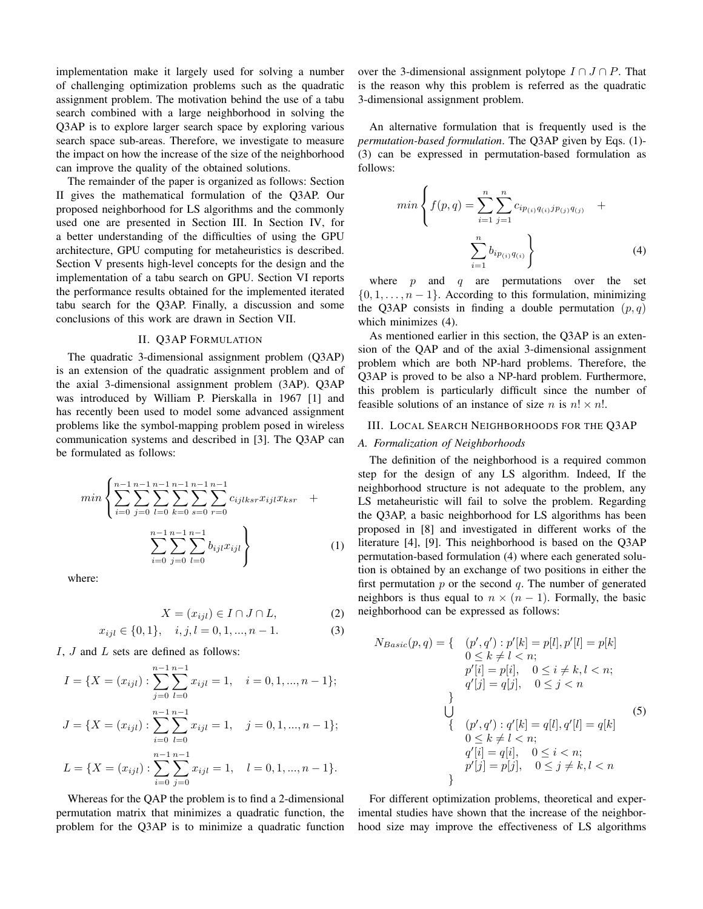implementation make it largely used for solving a number of challenging optimization problems such as the quadratic assignment problem. The motivation behind the use of a tabu search combined with a large neighborhood in solving the Q3AP is to explore larger search space by exploring various search space sub-areas. Therefore, we investigate to measure the impact on how the increase of the size of the neighborhood can improve the quality of the obtained solutions.

The remainder of the paper is organized as follows: Section II gives the mathematical formulation of the Q3AP. Our proposed neighborhood for LS algorithms and the commonly used one are presented in Section III. In Section IV, for a better understanding of the difficulties of using the GPU architecture, GPU computing for metaheuristics is described. Section V presents high-level concepts for the design and the implementation of a tabu search on GPU. Section VI reports the performance results obtained for the implemented iterated tabu search for the Q3AP. Finally, a discussion and some conclusions of this work are drawn in Section VII.

## II. Q3AP Formulation

The quadratic 3-dimensional assignment problem (Q3AP) is an extension of the quadratic assignment problem and of the axial 3-dimensional assignment problem (3AP). Q3AP was introduced by William P. Pierskalla in 1967 [1] and has recently been used to model some advanced assignment problems like the symbol-mapping problem posed in wireless communication systems and described in [3]. The Q3AP can be formulated as follows:

$$min \left\{ \sum_{i=0}^{n-1} \sum_{j=0}^{n-1} \sum_{l=0}^{n-1} \sum_{k=0}^{n-1} \sum_{s=0}^{n-1} \sum_{r=0}^{n-1} c_{ijlksr} x_{ijl} x_{ksr} \quad + \sum_{i=0}^{n-1} \sum_{j=0}^{n-1} \sum_{l=0}^{n-1} b_{ijl} x_{ijl} \right\} \tag{1}$$

where:

$$X = (x_{ijl}) \in I \cap J \cap L, \tag{2}$$

$$x_{ijl} \in \{0,1\}, \quad i,j,l = 0,1,...,n-1. \tag{3}$$

$I$, $J$ and $L$ sets are defined as follows:

$$I = \{X = (x_{ijl}) : \sum_{j=0}^{n-1} \sum_{l=0}^{n-1} x_{ijl} = 1, \quad i = 0,1,...,n-1\};$$

$$J = \{X = (x_{ijl}) : \sum_{i=0}^{n-1} \sum_{l=0}^{n-1} x_{ijl} = 1, \quad j = 0,1,...,n-1\};$$

$$L = \{X = (x_{ijl}) : \sum_{i=0}^{n-1} \sum_{j=0}^{n-1} x_{ijl} = 1, \quad l = 0,1,...,n-1\}.$$

Whereas for the QAP the problem is to find a 2-dimensional permutation matrix that minimizes a quadratic function, the problem for the Q3AP is to minimize a quadratic function over the 3-dimensional assignment polytope $I \cap J \cap P$. That is the reason why this problem is referred as the quadratic 3-dimensional assignment problem.

An alternative formulation that is frequently used is the *permutation-based formulation*. The Q3AP given by Eqs. (1)-(3) can be expressed in permutation-based formulation as follows:

$$min \left\{ f(p,q) = \sum_{i=1}^{n} \sum_{j=1}^{n} c_{ip_{(i)}q_{(i)}jp_{(j)}q_{(j)}} \quad + \sum_{i=1}^{n} b_{ip_{(i)}q_{(i)}} \right\} \tag{4}$$

where $p$ and $q$ are permutations over the set $\{0, 1, \ldots, n-1\}$. According to this formulation, minimizing the Q3AP consists in finding a double permutation $(p, q)$ which minimizes (4).

As mentioned earlier in this section, the Q3AP is an extension of the QAP and of the axial 3-dimensional assignment problem which are both NP-hard problems. Therefore, the Q3AP is proved to be also a NP-hard problem. Furthermore, this problem is particularly difficult since the number of feasible solutions of an instance of size $n$ is $n! \times n!$.

## III. Local Search Neighborhoods for the Q3AP

### A. Formalization of Neighborhoods

The definition of the neighborhood is a required common step for the design of any LS algorithm. Indeed, If the neighborhood structure is not adequate to the problem, any LS metaheuristic will fail to solve the problem. Regarding the Q3AP, a basic neighborhood for LS algorithms has been proposed in [8] and investigated in different works of the literature [4], [9]. This neighborhood is based on the Q3AP permutation-based formulation (4) where each generated solution is obtained by an exchange of two positions in either the first permutation $p$ or the second $q$. The number of generated neighbors is thus equal to $n \times (n-1)$. Formally, the basic neighborhood can be expressed as follows:

$$\begin{aligned} N_{Basic}(p,q) = \{ \quad & (p',q') : p'[k] = p[l], p'[l] = p[k] \\ & 0 \le k \ne l < n; \\ & p'[i] = p[i], \quad 0 \le i \ne k, l < n; \\ & q'[j] = q[j], \quad 0 \le j < n \\ \} & \\ \bigcup & \\ \{ \quad & (p',q') : q'[k] = q[l], q'[l] = q[k] \\ & 0 \le k \ne l < n; \\ & q'[i] = q[i], \quad 0 \le i < n; \\ & p'[j] = p[j], \quad 0 \le j \ne k, l < n \\ \} & \end{aligned} \tag{5}$$

For different optimization problems, theoretical and experimental studies have shown that the increase of the neighborhood size may improve the effectiveness of LS algorithms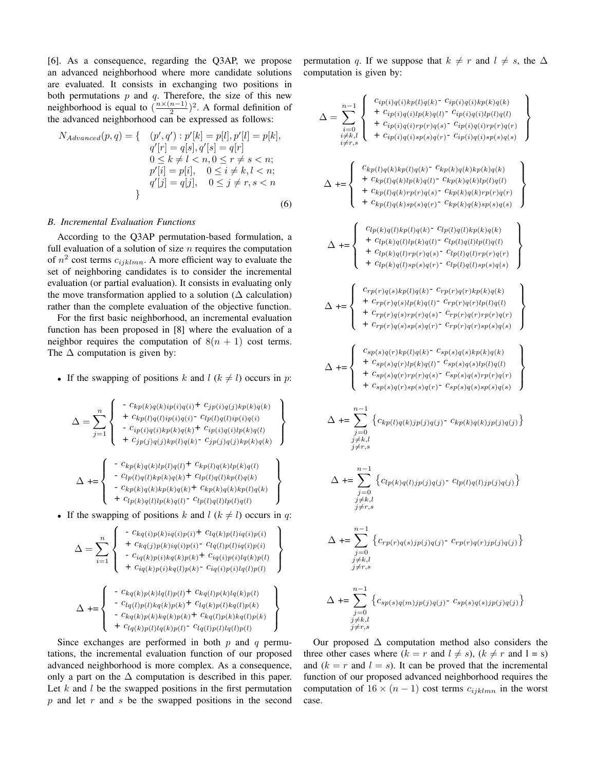[6]. As a consequence, regarding the Q3AP, we propose an advanced neighborhood where more candidate solutions are evaluated. It consists in exchanging two positions in both permutations $p$ and $q$. Therefore, the size of this new neighborhood is equal to $(\frac{n\times(n-1)}{2})^2$. A formal definition of the advanced neighborhood can be expressed as follows:

$$
\begin{aligned}
N_{Advanced}(p,q) = \{ \quad & (p',q') : p'[k] = p[l], p'[l] = p[k], \\
& q'[r] = q[s], q'[s] = q[r] \\
& 0 \le k \ne l < n, 0 \le r \ne s < n; \\
& p'[i] = p[i], \quad 0 \le i \ne k, l < n; \\
& q'[j] = q[j], \quad 0 \le j \ne r, s < n \\
\} &
\end{aligned}
\tag{6}
$$

### B. Incremental Evaluation Functions

According to the Q3AP permutation-based formulation, a full evaluation of a solution of size $n$ requires the computation of $n^2$ cost terms $c_{ijklmn}$. A more efficient way to evaluate the set of neighboring candidates is to consider the incremental evaluation (or partial evaluation). It consists in evaluating only the move transformation applied to a solution ($\Delta$ calculation) rather than the complete evaluation of the objective function.

For the first basic neighborhood, an incremental evaluation function has been proposed in [8] where the evaluation of a neighbor requires the computation of $8(n+1)$ cost terms. The $\Delta$ computation is given by:

- If the swapping of positions $k$ and $l$ ($k \ne l$) occurs in $p$:

$$
\Delta = \sum_{j=1}^{n} \left\{ \begin{array}{l}
- c_{kp(k)q(k)ip(i)q(i)} + c_{jp(i)q(j)kp(k)q(k)} \\
+ c_{kp(l)q(l)ip(i)q(i)} - c_{lp(l)q(l)ip(i)q(i)} \\
- c_{ip(i)q(i)kp(k)q(k)} + c_{ip(i)q(i)lp(k)q(l)} \\
+ c_{jp(j)q(j)kp(l)q(k)} - c_{jp(j)q(j)kp(k)q(k)}
\end{array} \right\}
$$

$$
\Delta \mathrel{+}= \left\{ \begin{array}{l}
- c_{kp(k)q(k)lp(l)q(l)} + c_{kp(l)q(k)lp(k)q(l)} \\
- c_{lp(l)q(l)kp(k)q(k)} + c_{lp(l)q(l)kp(l)q(k)} \\
- c_{kp(k)q(k)kp(k)q(k)} + c_{kp(k)q(k)kp(l)q(k)} \\
+ c_{lp(k)q(l)lp(k)q(l)} - c_{lp(l)q(l)lp(l)q(l)}
\end{array} \right\}
$$

- If the swapping of positions $k$ and $l$ ($k \ne l$) occurs in $q$:

$$
\Delta = \sum_{i=1}^{n} \left\{ \begin{array}{l}
- c_{kq(i)p(k)iq(i)p(i)} + c_{lq(k)p(l)iq(i)p(i)} \\
+ c_{kq(j)p(k)iq(i)p(i)} - c_{lq(l)p(l)iq(i)p(i)} \\
- c_{iq(k)p(i)kq(k)p(k)} + c_{iq(i)p(i)lq(k)p(l)} \\
+ c_{iq(k)p(i)kq(l)p(k)} - c_{iq(i)p(i)lq(l)p(l)}
\end{array} \right\}
$$

$$
\Delta \mathrel{+}= \left\{ \begin{array}{l}
- c_{kq(k)p(k)lq(l)p(l)} + c_{kq(l)p(k)lq(k)p(l)} \\
- c_{lq(l)p(l)kq(k)p(k)} + c_{lq(k)p(l)kq(l)p(k)} \\
- c_{kq(k)p(k)kq(k)p(k)} + c_{kq(l)p(k)kq(l)p(k)} \\
+ c_{lq(k)p(l)lq(k)p(l)} - c_{lq(l)p(l)lq(l)p(l)}
\end{array} \right\}
$$

Since exchanges are performed in both $p$ and $q$ permutations, the incremental evaluation function of our proposed advanced neighborhood is more complex. As a consequence, only a part on the $\Delta$ computation is described in this paper. Let $k$ and $l$ be the swapped positions in the first permutation $p$ and let $r$ and $s$ be the swapped positions in the second permutation $q$. If we suppose that $k \ne r$ and $l \ne s$, the $\Delta$ computation is given by:

$$
\Delta = \sum_{\substack{i=0 \\ i \ne k,l \\ i \ne r,s}}^{n-1} \left\{ \begin{array}{l}
c_{ip(i)q(i)kp(l)q(k)} - c_{ip(i)q(i)kp(k)q(k)} \\
+ c_{ip(i)q(i)lp(k)q(l)} - c_{ip(i)q(i)lp(l)q(l)} \\
+ c_{ip(i)q(i)rp(r)q(s)} - c_{ip(i)q(i)rp(r)q(r)} \\
+ c_{ip(i)q(i)sp(s)q(r)} - c_{ip(i)q(i)sp(s)q(s)}
\end{array} \right\}
$$

$$
\Delta \mathrel{+}= \left\{ \begin{array}{l}
c_{kp(l)q(k)kp(l)q(k)} - c_{kp(k)q(k)kp(k)q(k)} \\
+ c_{kp(l)q(k)lp(k)q(l)} - c_{kp(k)q(k)lp(l)q(l)} \\
+ c_{kp(l)q(k)rp(r)q(s)} - c_{kp(k)q(k)rp(r)q(r)} \\
+ c_{kp(l)q(k)sp(s)q(r)} - c_{kp(k)q(k)sp(s)q(s)}
\end{array} \right\}
$$

$$
\Delta \mathrel{+}= \left\{ \begin{array}{l}
c_{lp(k)q(l)kp(l)q(k)} - c_{lp(l)q(l)kp(k)q(k)} \\
+ c_{lp(k)q(l)lp(k)q(l)} - c_{lp(l)q(l)lp(l)q(l)} \\
+ c_{lp(k)q(l)rp(r)q(s)} - c_{lp(l)q(l)rp(r)q(r)} \\
+ c_{lp(k)q(l)sp(s)q(r)} - c_{lp(l)q(l)sp(s)q(s)}
\end{array} \right\}
$$

$$
\Delta \mathrel{+}= \left\{ \begin{array}{l}
c_{rp(r)q(s)kp(l)q(k)} - c_{rp(r)q(r)kp(k)q(k)} \\
+ c_{rp(r)q(s)lp(k)q(l)} - c_{rp(r)q(r)lp(l)q(l)} \\
+ c_{rp(r)q(s)rp(r)q(s)} - c_{rp(r)q(r)rp(r)q(r)} \\
+ c_{rp(r)q(s)sp(s)q(r)} - c_{rp(r)q(r)sp(s)q(s)}
\end{array} \right\}
$$

$$
\Delta \mathrel{+}= \left\{ \begin{array}{l}
c_{sp(s)q(r)kp(l)q(k)} - c_{sp(s)q(s)kp(k)q(k)} \\
+ c_{sp(s)q(r)lp(k)q(l)} - c_{sp(s)q(s)lp(l)q(l)} \\
+ c_{sp(s)q(r)rp(r)q(s)} - c_{sp(s)q(s)rp(r)q(r)} \\
+ c_{sp(s)q(r)sp(s)q(r)} - c_{sp(s)q(s)sp(s)q(s)}
\end{array} \right\}
$$

$$
\Delta \mathrel{+}= \sum_{\substack{j=0 \\ j \ne k,l \\ j \ne r,s}}^{n-1} \left\{ c_{kp(l)q(k)jp(j)q(j)} - c_{kp(k)q(k)jp(j)q(j)} \right\}
$$

$$
\Delta \mathrel{+}= \sum_{\substack{j=0 \\ j \ne k,l \\ j \ne r,s}}^{n-1} \left\{ c_{lp(k)q(l)jp(j)q(j)} - c_{lp(l)q(l)jp(j)q(j)} \right\}
$$

$$
\Delta \mathrel{+}= \sum_{\substack{j=0 \\ j \ne k,l \\ j \ne r,s}}^{n-1} \left\{ c_{rp(r)q(s)jp(j)q(j)} - c_{rp(r)q(r)jp(j)q(j)} \right\}
$$

$$
\Delta \mathrel{+}= \sum_{\substack{j=0 \\ j \ne k,l \\ j \ne r,s}}^{n-1} \left\{ c_{sp(s)q(m)jp(j)q(j)} - c_{sp(s)q(s)jp(j)q(j)} \right\}
$$

Our proposed $\Delta$ computation method also considers the three other cases where ($k = r$ and $l \ne s$), ($k \ne r$ and l = s) and ($k = r$ and $l = s$). It can be proved that the incremental function of our proposed advanced neighborhood requires the computation of $16 \times (n-1)$ cost terms $c_{ijklmn}$ in the worst case.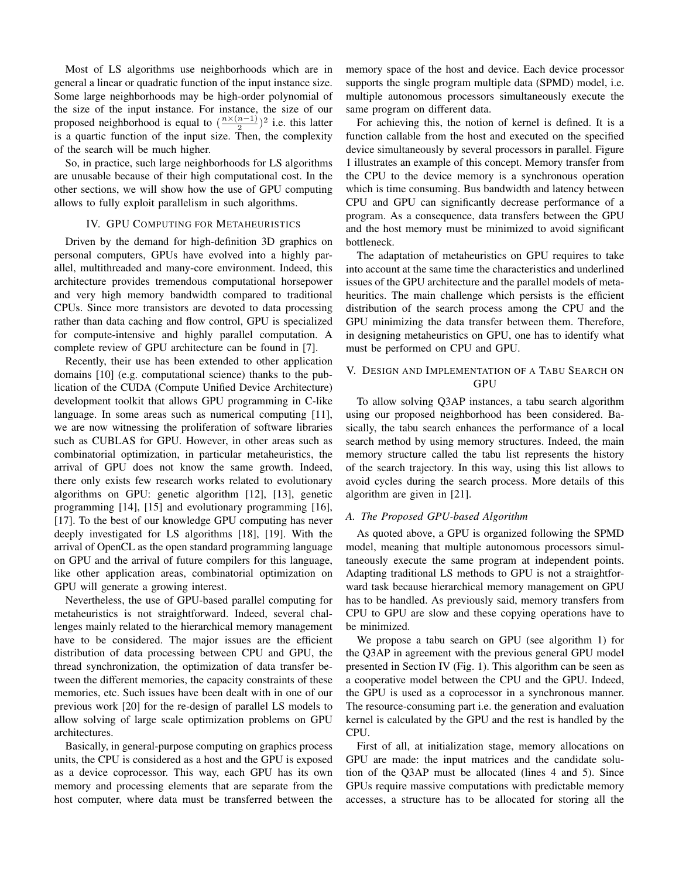Most of LS algorithms use neighborhoods which are in general a linear or quadratic function of the input instance size. Some large neighborhoods may be high-order polynomial of the size of the input instance. For instance, the size of our proposed neighborhood is equal to $(\frac{n\times(n-1)}{2})^2$ i.e. this latter is a quartic function of the input size. Then, the complexity of the search will be much higher.

So, in practice, such large neighborhoods for LS algorithms are unusable because of their high computational cost. In the other sections, we will show how the use of GPU computing allows to fully exploit parallelism in such algorithms.

## IV. GPU Computing for Metaheuristics

Driven by the demand for high-definition 3D graphics on personal computers, GPUs have evolved into a highly parallel, multithreaded and many-core environment. Indeed, this architecture provides tremendous computational horsepower and very high memory bandwidth compared to traditional CPUs. Since more transistors are devoted to data processing rather than data caching and flow control, GPU is specialized for compute-intensive and highly parallel computation. A complete review of GPU architecture can be found in [7].

Recently, their use has been extended to other application domains [10] (e.g. computational science) thanks to the publication of the CUDA (Compute Unified Device Architecture) development toolkit that allows GPU programming in C-like language. In some areas such as numerical computing [11], we are now witnessing the proliferation of software libraries such as CUBLAS for GPU. However, in other areas such as combinatorial optimization, in particular metaheuristics, the arrival of GPU does not know the same growth. Indeed, there only exists few research works related to evolutionary algorithms on GPU: genetic algorithm [12], [13], genetic programming [14], [15] and evolutionary programming [16], [17]. To the best of our knowledge GPU computing has never deeply investigated for LS algorithms [18], [19]. With the arrival of OpenCL as the open standard programming language on GPU and the arrival of future compilers for this language, like other application areas, combinatorial optimization on GPU will generate a growing interest.

Nevertheless, the use of GPU-based parallel computing for metaheuristics is not straightforward. Indeed, several challenges mainly related to the hierarchical memory management have to be considered. The major issues are the efficient distribution of data processing between CPU and GPU, the thread synchronization, the optimization of data transfer between the different memories, the capacity constraints of these memories, etc. Such issues have been dealt with in one of our previous work [20] for the re-design of parallel LS models to allow solving of large scale optimization problems on GPU architectures.

Basically, in general-purpose computing on graphics process units, the CPU is considered as a host and the GPU is exposed as a device coprocessor. This way, each GPU has its own memory and processing elements that are separate from the host computer, where data must be transferred between the memory space of the host and device. Each device processor supports the single program multiple data (SPMD) model, i.e. multiple autonomous processors simultaneously execute the same program on different data.

For achieving this, the notion of kernel is defined. It is a function callable from the host and executed on the specified device simultaneously by several processors in parallel. Figure 1 illustrates an example of this concept. Memory transfer from the CPU to the device memory is a synchronous operation which is time consuming. Bus bandwidth and latency between CPU and GPU can significantly decrease performance of a program. As a consequence, data transfers between the GPU and the host memory must be minimized to avoid significant bottleneck.

The adaptation of metaheuristics on GPU requires to take into account at the same time the characteristics and underlined issues of the GPU architecture and the parallel models of metaheuritics. The main challenge which persists is the efficient distribution of the search process among the CPU and the GPU minimizing the data transfer between them. Therefore, in designing metaheuristics on GPU, one has to identify what must be performed on CPU and GPU.

## V. Design and Implementation of a Tabu Search on GPU

To allow solving Q3AP instances, a tabu search algorithm using our proposed neighborhood has been considered. Basically, the tabu search enhances the performance of a local search method by using memory structures. Indeed, the main memory structure called the tabu list represents the history of the search trajectory. In this way, using this list allows to avoid cycles during the search process. More details of this algorithm are given in [21].

### A. The Proposed GPU-based Algorithm

As quoted above, a GPU is organized following the SPMD model, meaning that multiple autonomous processors simultaneously execute the same program at independent points. Adapting traditional LS methods to GPU is not a straightforward task because hierarchical memory management on GPU has to be handled. As previously said, memory transfers from CPU to GPU are slow and these copying operations have to be minimized.

We propose a tabu search on GPU (see algorithm 1) for the Q3AP in agreement with the previous general GPU model presented in Section IV (Fig. 1). This algorithm can be seen as a cooperative model between the CPU and the GPU. Indeed, the GPU is used as a coprocessor in a synchronous manner. The resource-consuming part i.e. the generation and evaluation kernel is calculated by the GPU and the rest is handled by the CPU.

First of all, at initialization stage, memory allocations on GPU are made: the input matrices and the candidate solution of the Q3AP must be allocated (lines 4 and 5). Since GPUs require massive computations with predictable memory accesses, a structure has to be allocated for storing all the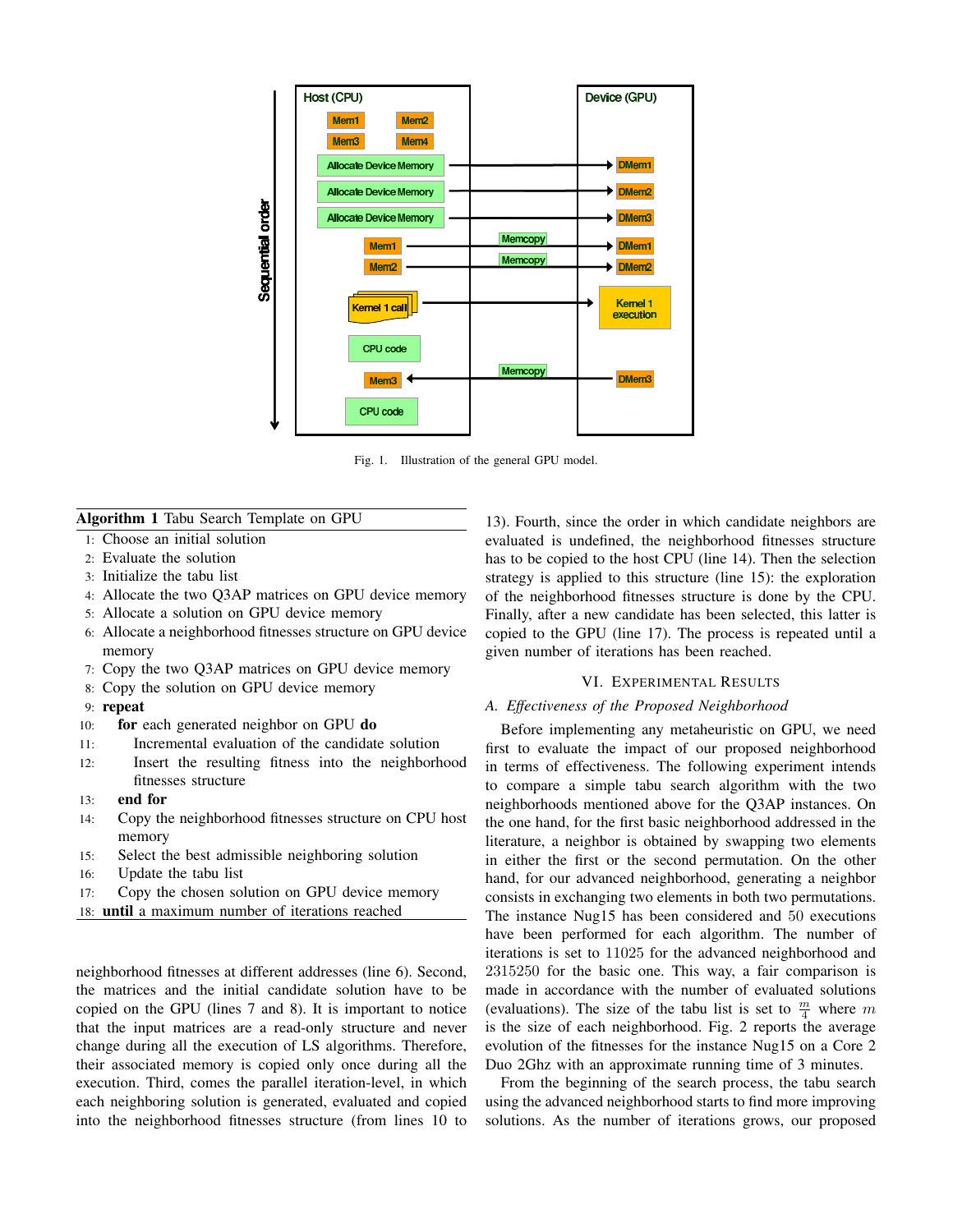Fig. 1. Illustration of the general GPU model.

**Algorithm 1** Tabu Search Template on GPU

1: Choose an initial solution
2: Evaluate the solution
3: Initialize the tabu list
4: Allocate the two Q3AP matrices on GPU device memory
5: Allocate a solution on GPU device memory
6: Allocate a neighborhood fitnesses structure on GPU device memory
7: Copy the two Q3AP matrices on GPU device memory
8: Copy the solution on GPU device memory
9: **repeat**
10: &nbsp;&nbsp;&nbsp;&nbsp;**for** each generated neighbor on GPU **do**
11: &nbsp;&nbsp;&nbsp;&nbsp;&nbsp;&nbsp;&nbsp;&nbsp;Incremental evaluation of the candidate solution
12: &nbsp;&nbsp;&nbsp;&nbsp;&nbsp;&nbsp;&nbsp;&nbsp;Insert the resulting fitness into the neighborhood fitnesses structure
13: &nbsp;&nbsp;&nbsp;&nbsp;**end for**
14: &nbsp;&nbsp;&nbsp;&nbsp;Copy the neighborhood fitnesses structure on CPU host memory
15: &nbsp;&nbsp;&nbsp;&nbsp;Select the best admissible neighboring solution
16: &nbsp;&nbsp;&nbsp;&nbsp;Update the tabu list
17: &nbsp;&nbsp;&nbsp;&nbsp;Copy the chosen solution on GPU device memory
18: **until** a maximum number of iterations reached

neighborhood fitnesses at different addresses (line 6). Second, the matrices and the initial candidate solution have to be copied on the GPU (lines 7 and 8). It is important to notice that the input matrices are a read-only structure and never change during all the execution of LS algorithms. Therefore, their associated memory is copied only once during all the execution. Third, comes the parallel iteration-level, in which each neighboring solution is generated, evaluated and copied into the neighborhood fitnesses structure (from lines 10 to 13). Fourth, since the order in which candidate neighbors are evaluated is undefined, the neighborhood fitnesses structure has to be copied to the host CPU (line 14). Then the selection strategy is applied to this structure (line 15): the exploration of the neighborhood fitnesses structure is done by the CPU. Finally, after a new candidate has been selected, this latter is copied to the GPU (line 17). The process is repeated until a given number of iterations has been reached.

## VI. Experimental Results

### A. Effectiveness of the Proposed Neighborhood

Before implementing any metaheuristic on GPU, we need first to evaluate the impact of our proposed neighborhood in terms of effectiveness. The following experiment intends to compare a simple tabu search algorithm with the two neighborhoods mentioned above for the Q3AP instances. On the one hand, for the first basic neighborhood addressed in the literature, a neighbor is obtained by swapping two elements in either the first or the second permutation. On the other hand, for our advanced neighborhood, generating a neighbor consists in exchanging two elements in both two permutations. The instance Nug15 has been considered and 50 executions have been performed for each algorithm. The number of iterations is set to 11025 for the advanced neighborhood and 2315250 for the basic one. This way, a fair comparison is made in accordance with the number of evaluated solutions (evaluations). The size of the tabu list is set to $\frac{m}{4}$ where $m$ is the size of each neighborhood. Fig. 2 reports the average evolution of the fitnesses for the instance Nug15 on a Core 2 Duo 2Ghz with an approximate running time of 3 minutes.

From the beginning of the search process, the tabu search using the advanced neighborhood starts to find more improving solutions. As the number of iterations grows, our proposed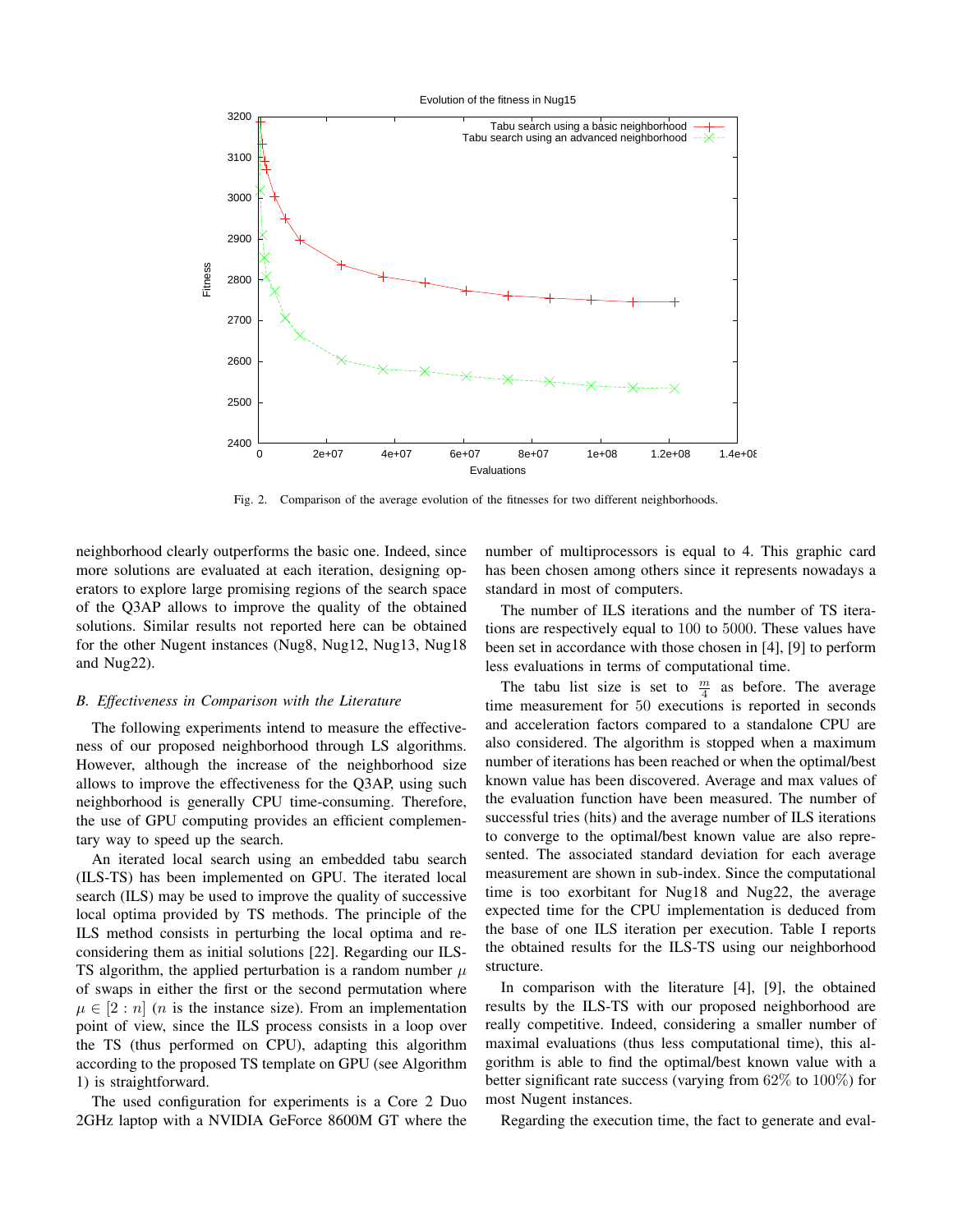Fig. 2. Comparison of the average evolution of the fitnesses for two different neighborhoods.

neighborhood clearly outperforms the basic one. Indeed, since more solutions are evaluated at each iteration, designing operators to explore large promising regions of the search space of the Q3AP allows to improve the quality of the obtained solutions. Similar results not reported here can be obtained for the other Nugent instances (Nug8, Nug12, Nug13, Nug18 and Nug22).

### B. Effectiveness in Comparison with the Literature

The following experiments intend to measure the effectiveness of our proposed neighborhood through LS algorithms. However, although the increase of the neighborhood size allows to improve the effectiveness for the Q3AP, using such neighborhood is generally CPU time-consuming. Therefore, the use of GPU computing provides an efficient complementary way to speed up the search.

An iterated local search using an embedded tabu search (ILS-TS) has been implemented on GPU. The iterated local search (ILS) may be used to improve the quality of successive local optima provided by TS methods. The principle of the ILS method consists in perturbing the local optima and reconsidering them as initial solutions [22]. Regarding our ILS-TS algorithm, the applied perturbation is a random number $\mu$ of swaps in either the first or the second permutation where $\mu \in [2 : n]$ ($n$ is the instance size). From an implementation point of view, since the ILS process consists in a loop over the TS (thus performed on CPU), adapting this algorithm according to the proposed TS template on GPU (see Algorithm 1) is straightforward.

The used configuration for experiments is a Core 2 Duo 2GHz laptop with a NVIDIA GeForce 8600M GT where the number of multiprocessors is equal to 4. This graphic card has been chosen among others since it represents nowadays a standard in most of computers.

The number of ILS iterations and the number of TS iterations are respectively equal to 100 to 5000. These values have been set in accordance with those chosen in [4], [9] to perform less evaluations in terms of computational time.

The tabu list size is set to $\frac{m}{4}$ as before. The average time measurement for 50 executions is reported in seconds and acceleration factors compared to a standalone CPU are also considered. The algorithm is stopped when a maximum number of iterations has been reached or when the optimal/best known value has been discovered. Average and max values of the evaluation function have been measured. The number of successful tries (hits) and the average number of ILS iterations to converge to the optimal/best known value are also represented. The associated standard deviation for each average measurement are shown in sub-index. Since the computational time is too exorbitant for Nug18 and Nug22, the average expected time for the CPU implementation is deduced from the base of one ILS iteration per execution. Table I reports the obtained results for the ILS-TS using our neighborhood structure.

In comparison with the literature [4], [9], the obtained results by the ILS-TS with our proposed neighborhood are really competitive. Indeed, considering a smaller number of maximal evaluations (thus less computational time), this algorithm is able to find the optimal/best known value with a better significant rate success (varying from 62% to 100%) for most Nugent instances.

Regarding the execution time, the fact to generate and eval-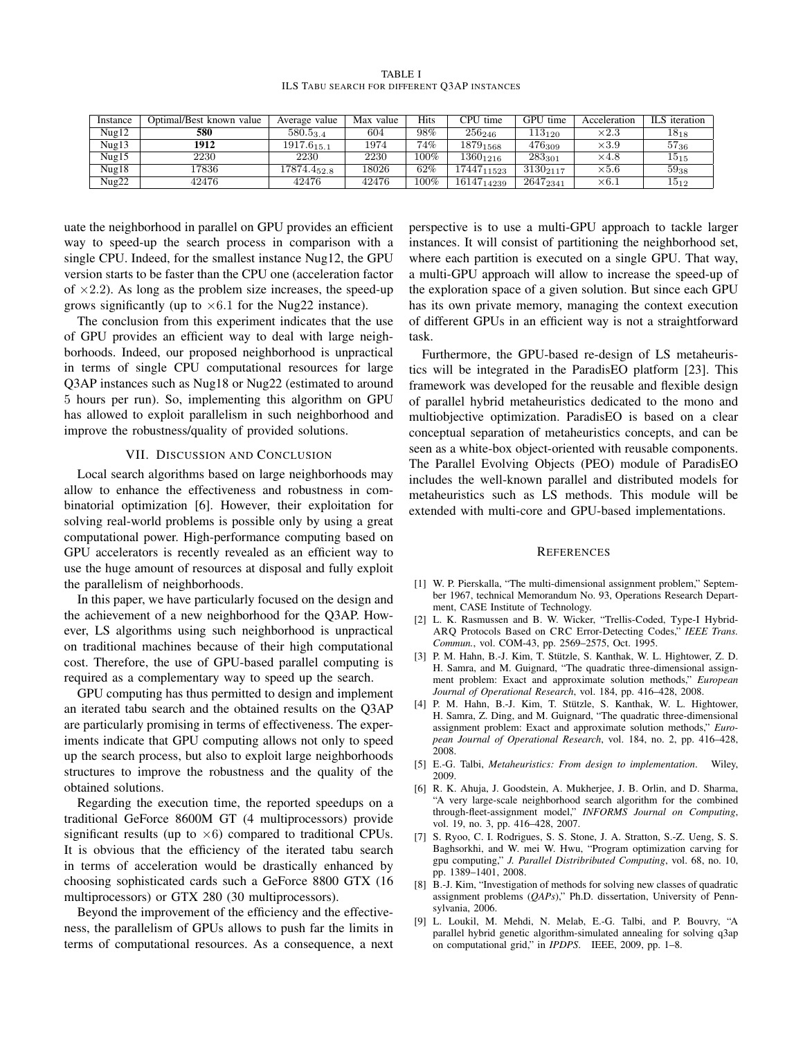TABLE I
ILS TABU SEARCH FOR DIFFERENT Q3AP INSTANCES

| Instance | Optimal/Best known value | Average value | Max value | Hits | CPU time | GPU time | Acceleration | ILS iteration |
|---|---|---|---|---|---|---|---|---|
| Nug12 | **580** | $580.5_{3.4}$ | 604 | 98% | $256_{246}$ | $113_{120}$ | $\times 2.3$ | $18_{18}$ |
| Nug13 | **1912** | $1917.6_{15.1}$ | 1974 | 74% | $1879_{1568}$ | $476_{309}$ | $\times 3.9$ | $57_{36}$ |
| Nug15 | 2230 | 2230 | 2230 | 100% | $1360_{1216}$ | $283_{301}$ | $\times 4.8$ | $15_{15}$ |
| Nug18 | 17836 | $17874.4_{52.8}$ | 18026 | 62% | $17447_{11523}$ | $3130_{2117}$ | $\times 5.6$ | $59_{38}$ |
| Nug22 | 42476 | 42476 | 42476 | 100% | $16147_{14239}$ | $2647_{2341}$ | $\times 6.1$ | $15_{12}$ |

uate the neighborhood in parallel on GPU provides an efficient way to speed-up the search process in comparison with a single CPU. Indeed, for the smallest instance Nug12, the GPU version starts to be faster than the CPU one (acceleration factor of $\times 2.2$). As long as the problem size increases, the speed-up grows significantly (up to $\times 6.1$ for the Nug22 instance).

The conclusion from this experiment indicates that the use of GPU provides an efficient way to deal with large neighborhoods. Indeed, our proposed neighborhood is unpractical in terms of single CPU computational resources for large Q3AP instances such as Nug18 or Nug22 (estimated to around 5 hours per run). So, implementing this algorithm on GPU has allowed to exploit parallelism in such neighborhood and improve the robustness/quality of provided solutions.

## VII. Discussion and Conclusion

Local search algorithms based on large neighborhoods may allow to enhance the effectiveness and robustness in combinatorial optimization [6]. However, their exploitation for solving real-world problems is possible only by using a great computational power. High-performance computing based on GPU accelerators is recently revealed as an efficient way to use the huge amount of resources at disposal and fully exploit the parallelism of neighborhoods.

In this paper, we have particularly focused on the design and the achievement of a new neighborhood for the Q3AP. However, LS algorithms using such neighborhood is unpractical on traditional machines because of their high computational cost. Therefore, the use of GPU-based parallel computing is required as a complementary way to speed up the search.

GPU computing has thus permitted to design and implement an iterated tabu search and the obtained results on the Q3AP are particularly promising in terms of effectiveness. The experiments indicate that GPU computing allows not only to speed up the search process, but also to exploit large neighborhoods structures to improve the robustness and the quality of the obtained solutions.

Regarding the execution time, the reported speedups on a traditional GeForce 8600M GT (4 multiprocessors) provide significant results (up to $\times 6$) compared to traditional CPUs. It is obvious that the efficiency of the iterated tabu search in terms of acceleration would be drastically enhanced by choosing sophisticated cards such a GeForce 8800 GTX (16 multiprocessors) or GTX 280 (30 multiprocessors).

Beyond the improvement of the efficiency and the effectiveness, the parallelism of GPUs allows to push far the limits in terms of computational resources. As a consequence, a next perspective is to use a multi-GPU approach to tackle larger instances. It will consist of partitioning the neighborhood set, where each partition is executed on a single GPU. That way, a multi-GPU approach will allow to increase the speed-up of the exploration space of a given solution. But since each GPU has its own private memory, managing the context execution of different GPUs in an efficient way is not a straightforward task.

Furthermore, the GPU-based re-design of LS metaheuristics will be integrated in the ParadisEO platform [23]. This framework was developed for the reusable and flexible design of parallel hybrid metaheuristics dedicated to the mono and multiobjective optimization. ParadisEO is based on a clear conceptual separation of metaheuristics concepts, and can be seen as a white-box object-oriented with reusable components. The Parallel Evolving Objects (PEO) module of ParadisEO includes the well-known parallel and distributed models for metaheuristics such as LS methods. This module will be extended with multi-core and GPU-based implementations.

## References

[1] W. P. Pierskalla, "The multi-dimensional assignment problem," September 1967, technical Memorandum No. 93, Operations Research Department, CASE Institute of Technology.

[2] L. K. Rasmussen and B. W. Wicker, "Trellis-Coded, Type-I Hybrid-ARQ Protocols Based on CRC Error-Detecting Codes," *IEEE Trans. Commun.*, vol. COM-43, pp. 2569–2575, Oct. 1995.

[3] P. M. Hahn, B.-J. Kim, T. Stützle, S. Kanthak, W. L. Hightower, Z. D. H. Samra, and M. Guignard, "The quadratic three-dimensional assignment problem: Exact and approximate solution methods," *European Journal of Operational Research*, vol. 184, pp. 416–428, 2008.

[4] P. M. Hahn, B.-J. Kim, T. Stützle, S. Kanthak, W. L. Hightower, H. Samra, Z. Ding, and M. Guignard, "The quadratic three-dimensional assignment problem: Exact and approximate solution methods," *European Journal of Operational Research*, vol. 184, no. 2, pp. 416–428, 2008.

[5] E.-G. Talbi, *Metaheuristics: From design to implementation*. Wiley, 2009.

[6] R. K. Ahuja, J. Goodstein, A. Mukherjee, J. B. Orlin, and D. Sharma, "A very large-scale neighborhood search algorithm for the combined through-fleet-assignment model," *INFORMS Journal on Computing*, vol. 19, no. 3, pp. 416–428, 2007.

[7] S. Ryoo, C. I. Rodrigues, S. S. Stone, J. A. Stratton, S.-Z. Ueng, S. S. Baghsorkhi, and W. mei W. Hwu, "Program optimization carving for gpu computing," *J. Parallel Distribributed Computing*, vol. 68, no. 10, pp. 1389–1401, 2008.

[8] B.-J. Kim, "Investigation of methods for solving new classes of quadratic assignment problems (*QAPs*)," Ph.D. dissertation, University of Pennsylvania, 2006.

[9] L. Loukil, M. Mehdi, N. Melab, E.-G. Talbi, and P. Bouvry, "A parallel hybrid genetic algorithm-simulated annealing for solving q3ap on computational grid," in *IPDPS*. IEEE, 2009, pp. 1–8.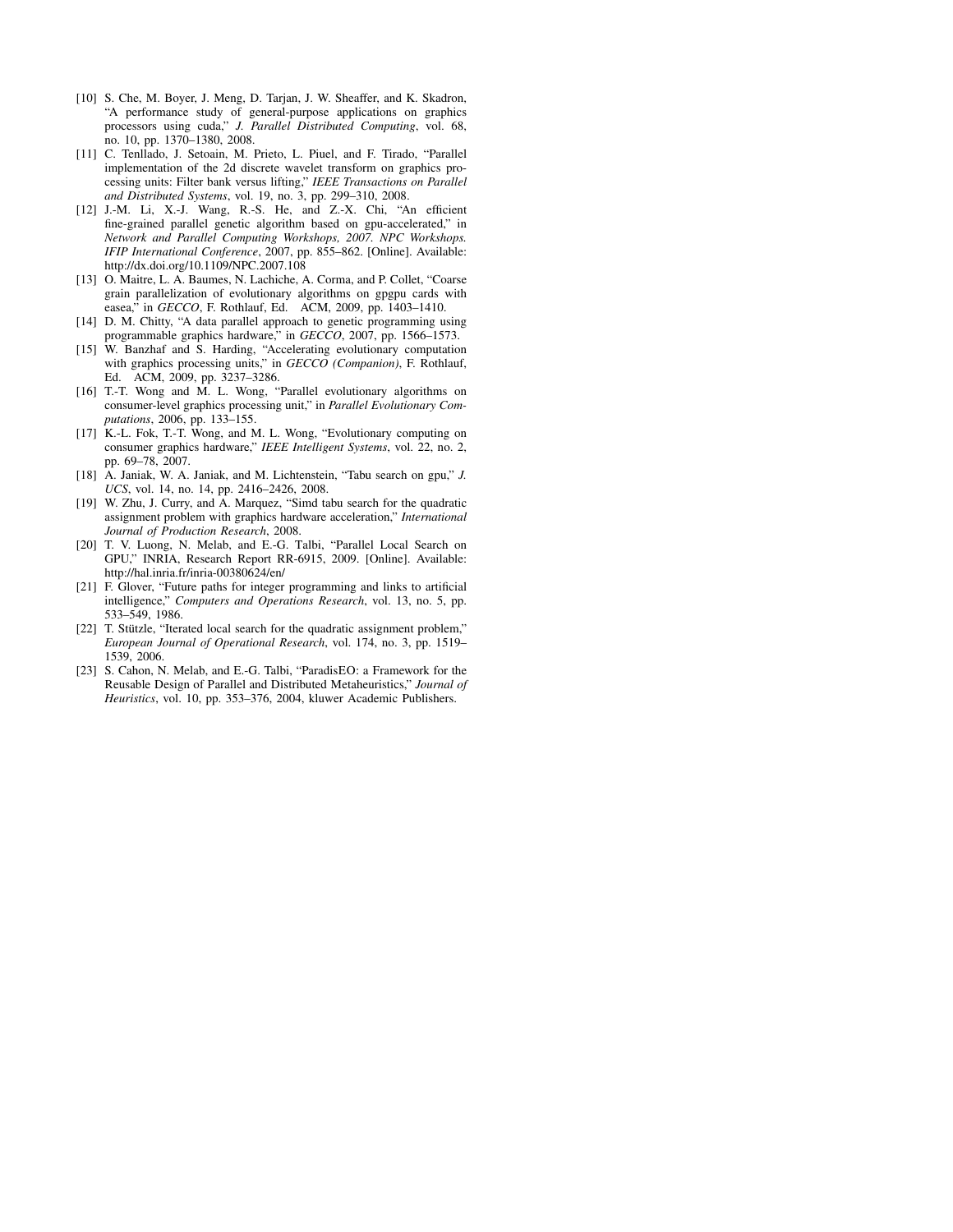[10] S. Che, M. Boyer, J. Meng, D. Tarjan, J. W. Sheaffer, and K. Skadron, "A performance study of general-purpose applications on graphics processors using cuda," *J. Parallel Distributed Computing*, vol. 68, no. 10, pp. 1370–1380, 2008.

[11] C. Tenllado, J. Setoain, M. Prieto, L. Piuel, and F. Tirado, "Parallel implementation of the 2d discrete wavelet transform on graphics processing units: Filter bank versus lifting," *IEEE Transactions on Parallel and Distributed Systems*, vol. 19, no. 3, pp. 299–310, 2008.

[12] J.-M. Li, X.-J. Wang, R.-S. He, and Z.-X. Chi, "An efficient fine-grained parallel genetic algorithm based on gpu-accelerated," in *Network and Parallel Computing Workshops, 2007. NPC Workshops. IFIP International Conference*, 2007, pp. 855–862. [Online]. Available: http://dx.doi.org/10.1109/NPC.2007.108

[13] O. Maitre, L. A. Baumes, N. Lachiche, A. Corma, and P. Collet, "Coarse grain parallelization of evolutionary algorithms on gpgpu cards with easea," in *GECCO*, F. Rothlauf, Ed. ACM, 2009, pp. 1403–1410.

[14] D. M. Chitty, "A data parallel approach to genetic programming using programmable graphics hardware," in *GECCO*, 2007, pp. 1566–1573.

[15] W. Banzhaf and S. Harding, "Accelerating evolutionary computation with graphics processing units," in *GECCO (Companion)*, F. Rothlauf, Ed. ACM, 2009, pp. 3237–3286.

[16] T.-T. Wong and M. L. Wong, "Parallel evolutionary algorithms on consumer-level graphics processing unit," in *Parallel Evolutionary Computations*, 2006, pp. 133–155.

[17] K.-L. Fok, T.-T. Wong, and M. L. Wong, "Evolutionary computing on consumer graphics hardware," *IEEE Intelligent Systems*, vol. 22, no. 2, pp. 69–78, 2007.

[18] A. Janiak, W. A. Janiak, and M. Lichtenstein, "Tabu search on gpu," *J. UCS*, vol. 14, no. 14, pp. 2416–2426, 2008.

[19] W. Zhu, J. Curry, and A. Marquez, "Simd tabu search for the quadratic assignment problem with graphics hardware acceleration," *International Journal of Production Research*, 2008.

[20] T. V. Luong, N. Melab, and E.-G. Talbi, "Parallel Local Search on GPU," INRIA, Research Report RR-6915, 2009. [Online]. Available: http://hal.inria.fr/inria-00380624/en/

[21] F. Glover, "Future paths for integer programming and links to artificial intelligence," *Computers and Operations Research*, vol. 13, no. 5, pp. 533–549, 1986.

[22] T. Stützle, "Iterated local search for the quadratic assignment problem," *European Journal of Operational Research*, vol. 174, no. 3, pp. 1519–1539, 2006.

[23] S. Cahon, N. Melab, and E.-G. Talbi, "ParadisEO: a Framework for the Reusable Design of Parallel and Distributed Metaheuristics," *Journal of Heuristics*, vol. 10, pp. 353–376, 2004, kluwer Academic Publishers.